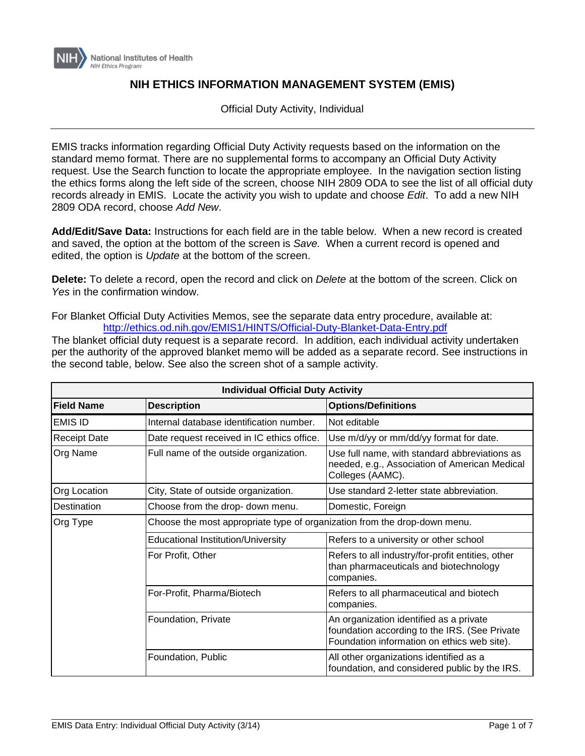# NIH ETHICS INFORMATION MANAGEMENT SYSTEM (EMIS)

Official Duty Activity, Individual

EMIS tracks information regarding Official Duty Activity requests based on the information on the standard memo format. There are no supplemental forms to accompany an Official Duty Activity request. Use the Search function to locate the appropriate employee. In the navigation section listing the ethics forms along the left side of the screen, choose NIH 2809 ODA to see the list of all official duty records already in EMIS. Locate the activity you wish to update and choose *Edit*. To add a new NIH 2809 ODA record, choose *Add New*.

**Add/Edit/Save Data:** Instructions for each field are in the table below. When a new record is created and saved, the option at the bottom of the screen is *Save.* When a current record is opened and edited, the option is *Update* at the bottom of the screen.

**Delete:** To delete a record, open the record and click on *Delete* at the bottom of the screen. Click on *Yes* in the confirmation window.

For Blanket Official Duty Activities Memos, see the separate data entry procedure, available at: [http://ethics.od.nih.gov/EMIS1/HINTS/Official-Duty-Blanket-Data-Entry.pdf](http://ethics.od.nih.gov/EMIS1/HINTS/Official-Duty-Blanket-Data-Entry.pdf)
The blanket official duty request is a separate record. In addition, each individual activity undertaken per the authority of the approved blanket memo will be added as a separate record. See instructions in the second table, below. See also the screen shot of a sample activity.

| Individual Official Duty Activity | | |
|---|---|---|
| **Field Name** | **Description** | **Options/Definitions** |
| EMIS ID | Internal database identification number. | Not editable |
| Receipt Date | Date request received in IC ethics office. | Use m/d/yy or mm/dd/yy format for date. |
| Org Name | Full name of the outside organization. | Use full name, with standard abbreviations as needed, e.g., Association of American Medical Colleges (AAMC). |
| Org Location | City, State of outside organization. | Use standard 2-letter state abbreviation. |
| Destination | Choose from the drop- down menu. | Domestic, Foreign |
| Org Type | Choose the most appropriate type of organization from the drop-down menu. | |
| | Educational Institution/University | Refers to a university or other school |
| | For Profit, Other | Refers to all industry/for-profit entities, other than pharmaceuticals and biotechnology companies. |
| | For-Profit, Pharma/Biotech | Refers to all pharmaceutical and biotech companies. |
| | Foundation, Private | An organization identified as a private foundation according to the IRS. (See Private Foundation information on ethics web site). |
| | Foundation, Public | All other organizations identified as a foundation, and considered public by the IRS. |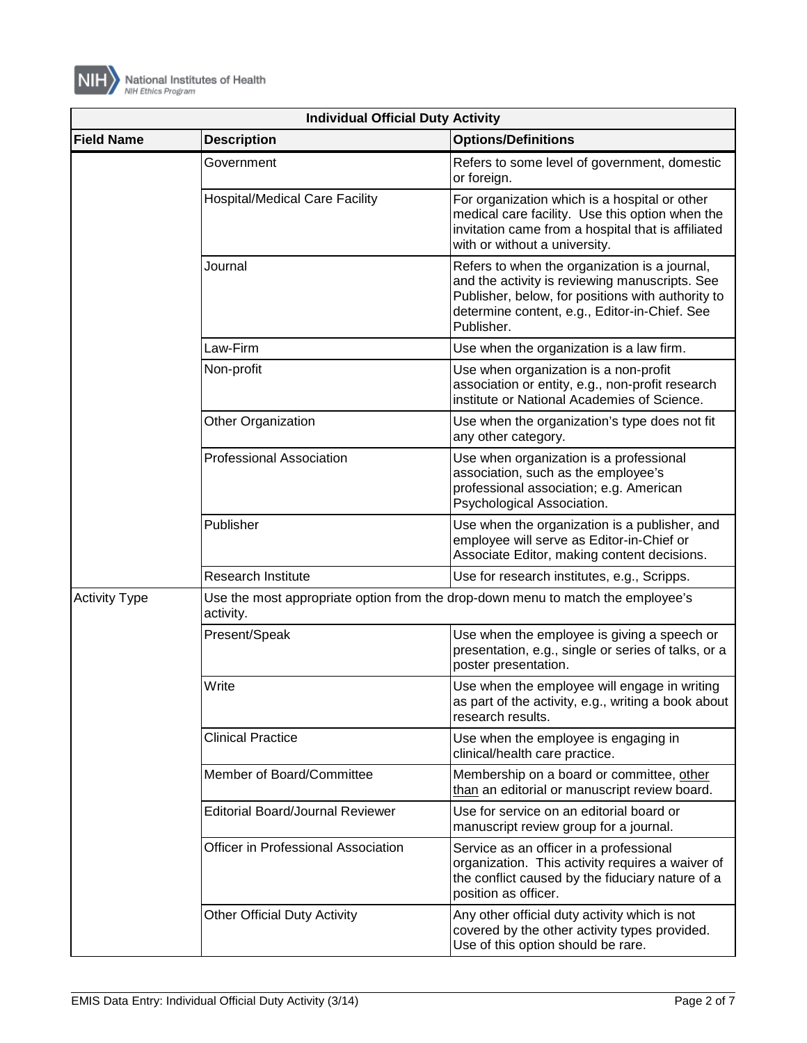| Individual Official Duty Activity | | |
|---|---|---|
| **Field Name** | **Description** | **Options/Definitions** |
| | Government | Refers to some level of government, domestic or foreign. |
| | Hospital/Medical Care Facility | For organization which is a hospital or other medical care facility. Use this option when the invitation came from a hospital that is affiliated with or without a university. |
| | Journal | Refers to when the organization is a journal, and the activity is reviewing manuscripts. See Publisher, below, for positions with authority to determine content, e.g., Editor-in-Chief. See Publisher. |
| | Law-Firm | Use when the organization is a law firm. |
| | Non-profit | Use when organization is a non-profit association or entity, e.g., non-profit research institute or National Academies of Science. |
| | Other Organization | Use when the organization's type does not fit any other category. |
| | Professional Association | Use when organization is a professional association, such as the employee's professional association; e.g. American Psychological Association. |
| | Publisher | Use when the organization is a publisher, and employee will serve as Editor-in-Chief or Associate Editor, making content decisions. |
| | Research Institute | Use for research institutes, e.g., Scripps. |
| Activity Type | Use the most appropriate option from the drop-down menu to match the employee's activity. | |
| | Present/Speak | Use when the employee is giving a speech or presentation, e.g., single or series of talks, or a poster presentation. |
| | Write | Use when the employee will engage in writing as part of the activity, e.g., writing a book about research results. |
| | Clinical Practice | Use when the employee is engaging in clinical/health care practice. |
| | Member of Board/Committee | Membership on a board or committee, other than an editorial or manuscript review board. |
| | Editorial Board/Journal Reviewer | Use for service on an editorial board or manuscript review group for a journal. |
| | Officer in Professional Association | Service as an officer in a professional organization. This activity requires a waiver of the conflict caused by the fiduciary nature of a position as officer. |
| | Other Official Duty Activity | Any other official duty activity which is not covered by the other activity types provided. Use of this option should be rare. |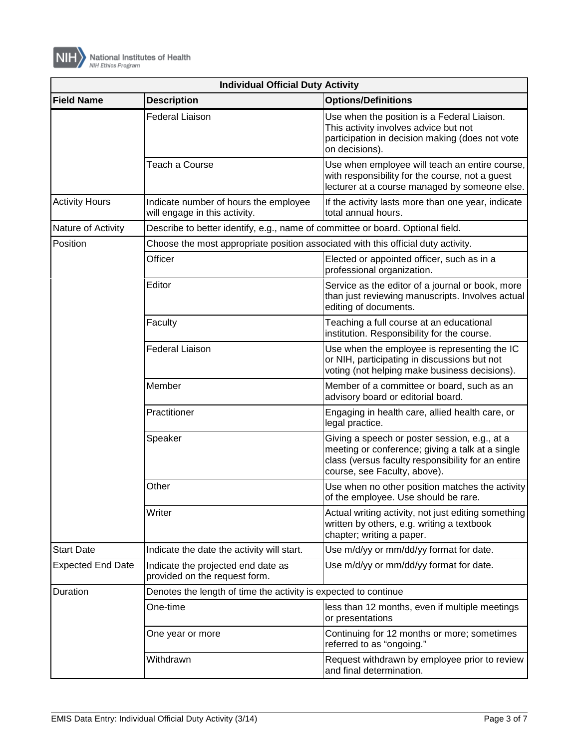| Individual Official Duty Activity | | |
|---|---|---|
| **Field Name** | **Description** | **Options/Definitions** |
| | Federal Liaison | Use when the position is a Federal Liaison. This activity involves advice but not participation in decision making (does not vote on decisions). |
| | Teach a Course | Use when employee will teach an entire course, with responsibility for the course, not a guest lecturer at a course managed by someone else. |
| Activity Hours | Indicate number of hours the employee will engage in this activity. | If the activity lasts more than one year, indicate total annual hours. |
| Nature of Activity | Describe to better identify, e.g., name of committee or board. Optional field. | |
| Position | Choose the most appropriate position associated with this official duty activity. | |
| | Officer | Elected or appointed officer, such as in a professional organization. |
| | Editor | Service as the editor of a journal or book, more than just reviewing manuscripts. Involves actual editing of documents. |
| | Faculty | Teaching a full course at an educational institution. Responsibility for the course. |
| | Federal Liaison | Use when the employee is representing the IC or NIH, participating in discussions but not voting (not helping make business decisions). |
| | Member | Member of a committee or board, such as an advisory board or editorial board. |
| | Practitioner | Engaging in health care, allied health care, or legal practice. |
| | Speaker | Giving a speech or poster session, e.g., at a meeting or conference; giving a talk at a single class (versus faculty responsibility for an entire course, see Faculty, above). |
| | Other | Use when no other position matches the activity of the employee. Use should be rare. |
| | Writer | Actual writing activity, not just editing something written by others, e.g. writing a textbook chapter; writing a paper. |
| Start Date | Indicate the date the activity will start. | Use m/d/yy or mm/dd/yy format for date. |
| Expected End Date | Indicate the projected end date as provided on the request form. | Use m/d/yy or mm/dd/yy format for date. |
| Duration | Denotes the length of time the activity is expected to continue | |
| | One-time | less than 12 months, even if multiple meetings or presentations |
| | One year or more | Continuing for 12 months or more; sometimes referred to as "ongoing." |
| | Withdrawn | Request withdrawn by employee prior to review and final determination. |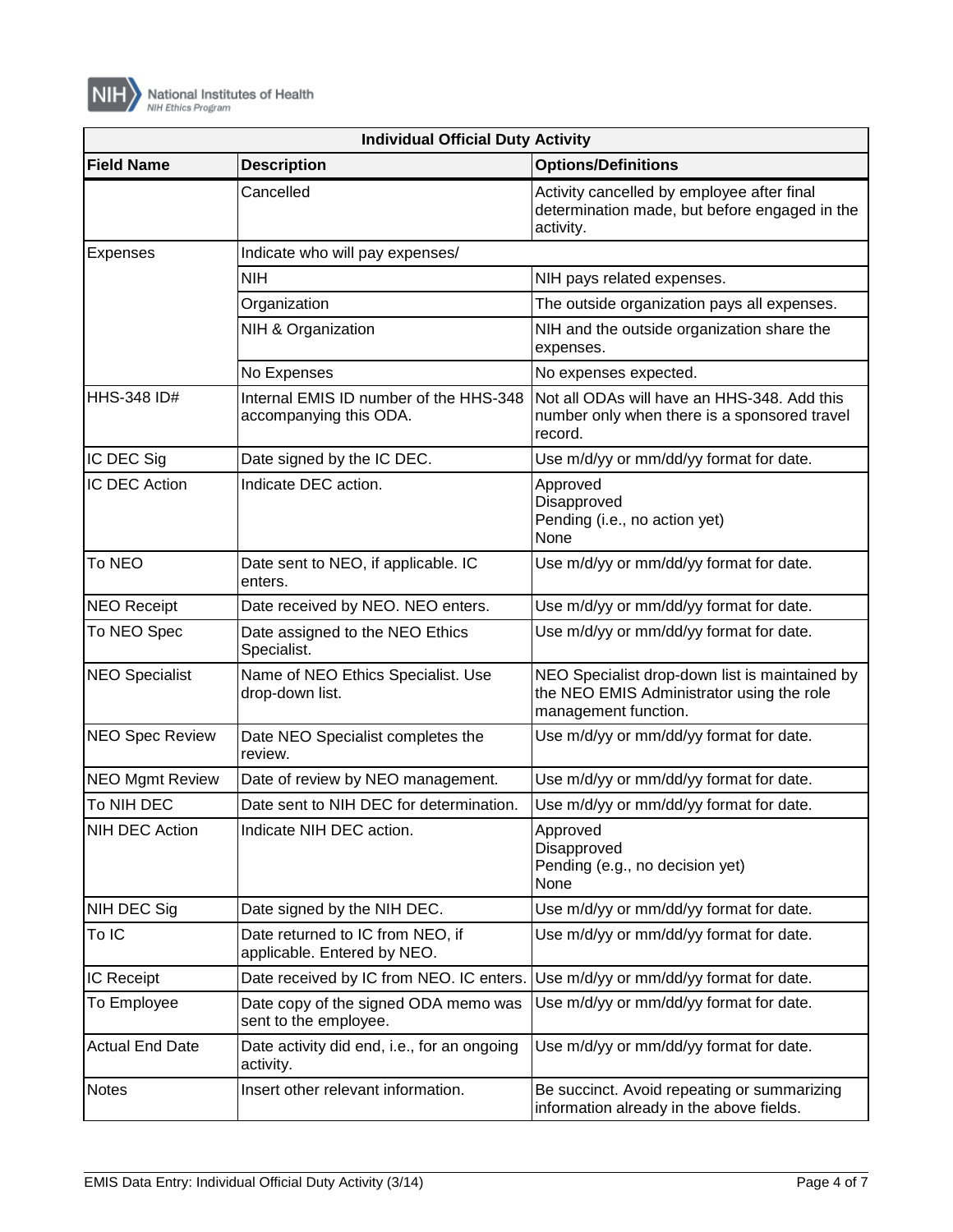| Individual Official Duty Activity | | |
|---|---|---|
| **Field Name** | **Description** | **Options/Definitions** |
| | Cancelled | Activity cancelled by employee after final determination made, but before engaged in the activity. |
| Expenses | Indicate who will pay expenses/ | |
| | NIH | NIH pays related expenses. |
| | Organization | The outside organization pays all expenses. |
| | NIH & Organization | NIH and the outside organization share the expenses. |
| | No Expenses | No expenses expected. |
| HHS-348 ID# | Internal EMIS ID number of the HHS-348 accompanying this ODA. | Not all ODAs will have an HHS-348. Add this number only when there is a sponsored travel record. |
| IC DEC Sig | Date signed by the IC DEC. | Use m/d/yy or mm/dd/yy format for date. |
| IC DEC Action | Indicate DEC action. | Approved<br>Disapproved<br>Pending (i.e., no action yet)<br>None |
| To NEO | Date sent to NEO, if applicable. IC enters. | Use m/d/yy or mm/dd/yy format for date. |
| NEO Receipt | Date received by NEO. NEO enters. | Use m/d/yy or mm/dd/yy format for date. |
| To NEO Spec | Date assigned to the NEO Ethics Specialist. | Use m/d/yy or mm/dd/yy format for date. |
| NEO Specialist | Name of NEO Ethics Specialist. Use drop-down list. | NEO Specialist drop-down list is maintained by the NEO EMIS Administrator using the role management function. |
| NEO Spec Review | Date NEO Specialist completes the review. | Use m/d/yy or mm/dd/yy format for date. |
| NEO Mgmt Review | Date of review by NEO management. | Use m/d/yy or mm/dd/yy format for date. |
| To NIH DEC | Date sent to NIH DEC for determination. | Use m/d/yy or mm/dd/yy format for date. |
| NIH DEC Action | Indicate NIH DEC action. | Approved<br>Disapproved<br>Pending (e.g., no decision yet)<br>None |
| NIH DEC Sig | Date signed by the NIH DEC. | Use m/d/yy or mm/dd/yy format for date. |
| To IC | Date returned to IC from NEO, if applicable. Entered by NEO. | Use m/d/yy or mm/dd/yy format for date. |
| IC Receipt | Date received by IC from NEO. IC enters. | Use m/d/yy or mm/dd/yy format for date. |
| To Employee | Date copy of the signed ODA memo was sent to the employee. | Use m/d/yy or mm/dd/yy format for date. |
| Actual End Date | Date activity did end, i.e., for an ongoing activity. | Use m/d/yy or mm/dd/yy format for date. |
| Notes | Insert other relevant information. | Be succinct. Avoid repeating or summarizing information already in the above fields. |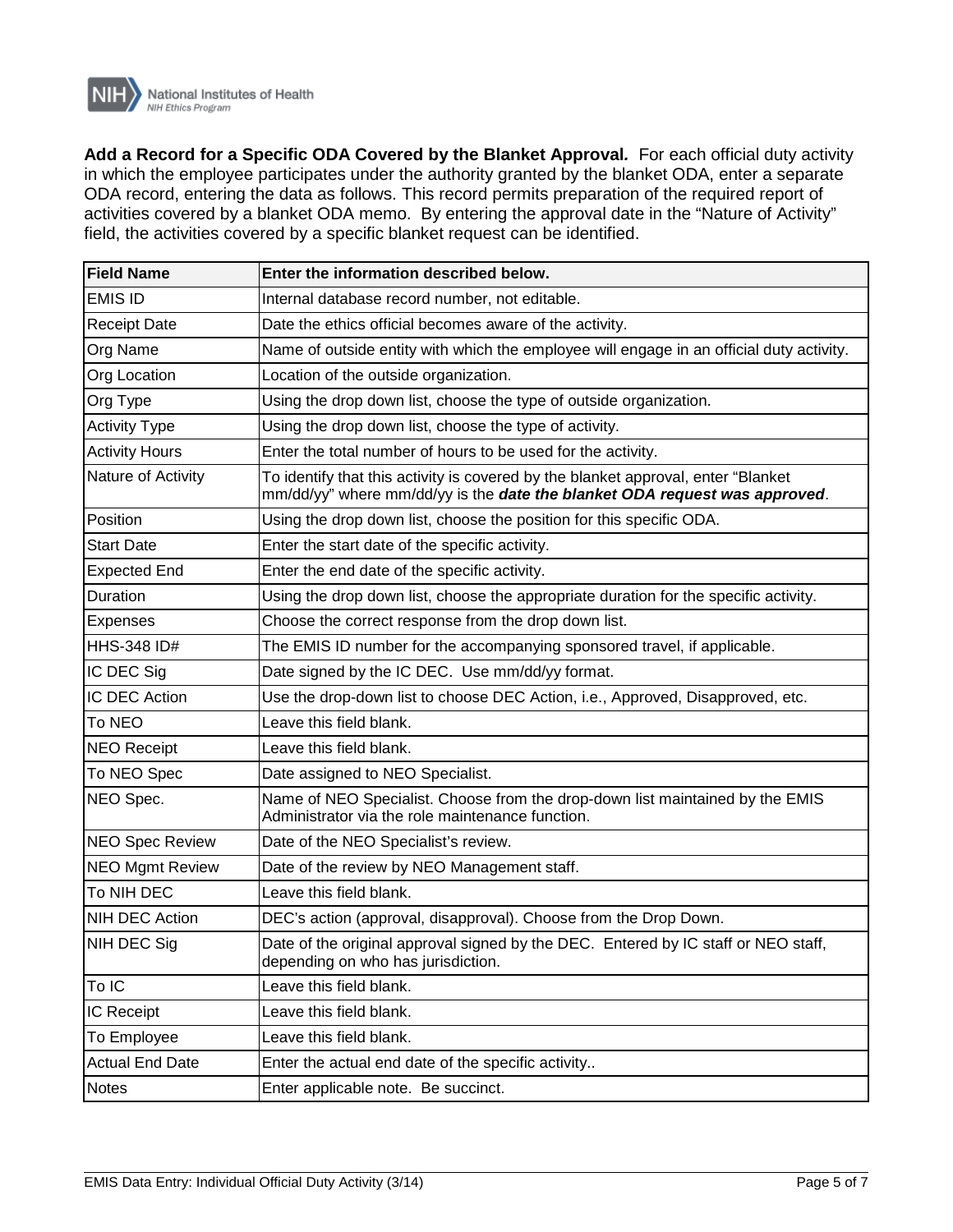**Add a Record for a Specific ODA Covered by the Blanket Approval.** For each official duty activity in which the employee participates under the authority granted by the blanket ODA, enter a separate ODA record, entering the data as follows. This record permits preparation of the required report of activities covered by a blanket ODA memo. By entering the approval date in the "Nature of Activity" field, the activities covered by a specific blanket request can be identified.

| Field Name | Enter the information described below. |
|---|---|
| EMIS ID | Internal database record number, not editable. |
| Receipt Date | Date the ethics official becomes aware of the activity. |
| Org Name | Name of outside entity with which the employee will engage in an official duty activity. |
| Org Location | Location of the outside organization. |
| Org Type | Using the drop down list, choose the type of outside organization. |
| Activity Type | Using the drop down list, choose the type of activity. |
| Activity Hours | Enter the total number of hours to be used for the activity. |
| Nature of Activity | To identify that this activity is covered by the blanket approval, enter "Blanket mm/dd/yy" where mm/dd/yy is the ***date the blanket ODA request was approved***. |
| Position | Using the drop down list, choose the position for this specific ODA. |
| Start Date | Enter the start date of the specific activity. |
| Expected End | Enter the end date of the specific activity. |
| Duration | Using the drop down list, choose the appropriate duration for the specific activity. |
| Expenses | Choose the correct response from the drop down list. |
| HHS-348 ID# | The EMIS ID number for the accompanying sponsored travel, if applicable. |
| IC DEC Sig | Date signed by the IC DEC. Use mm/dd/yy format. |
| IC DEC Action | Use the drop-down list to choose DEC Action, i.e., Approved, Disapproved, etc. |
| To NEO | Leave this field blank. |
| NEO Receipt | Leave this field blank. |
| To NEO Spec | Date assigned to NEO Specialist. |
| NEO Spec. | Name of NEO Specialist. Choose from the drop-down list maintained by the EMIS Administrator via the role maintenance function. |
| NEO Spec Review | Date of the NEO Specialist's review. |
| NEO Mgmt Review | Date of the review by NEO Management staff. |
| To NIH DEC | Leave this field blank. |
| NIH DEC Action | DEC's action (approval, disapproval). Choose from the Drop Down. |
| NIH DEC Sig | Date of the original approval signed by the DEC. Entered by IC staff or NEO staff, depending on who has jurisdiction. |
| To IC | Leave this field blank. |
| IC Receipt | Leave this field blank. |
| To Employee | Leave this field blank. |
| Actual End Date | Enter the actual end date of the specific activity.. |
| Notes | Enter applicable note. Be succinct. |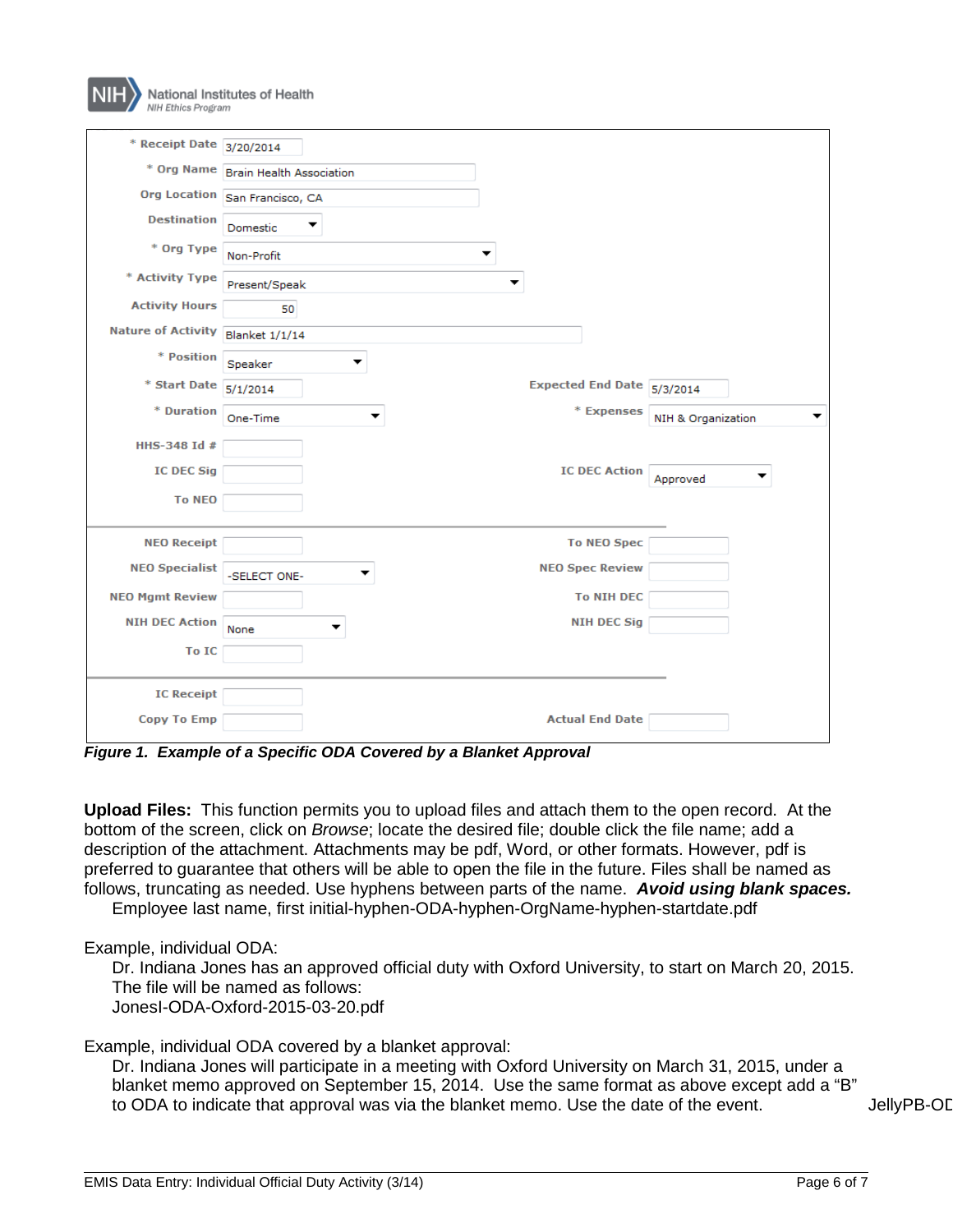| | | | |
|---|---|---|---|
| * Receipt Date | 3/20/2014 | | |
| * Org Name | Brain Health Association | | |
| Org Location | San Francisco, CA | | |
| Destination | Domestic | | |
| * Org Type | Non-Profit | | |
| * Activity Type | Present/Speak | | |
| Activity Hours | 50 | | |
| Nature of Activity | Blanket 1/1/14 | | |
| * Position | Speaker | | |
| * Start Date | 5/1/2014 | Expected End Date | 5/3/2014 |
| * Duration | One-Time | * Expenses | NIH & Organization |
| HHS-348 Id # | | | |
| IC DEC Sig | | IC DEC Action | Approved |
| To NEO | | | |
| NEO Receipt | | To NEO Spec | |
| NEO Specialist | -SELECT ONE- | NEO Spec Review | |
| NEO Mgmt Review | | To NIH DEC | |
| NIH DEC Action | None | NIH DEC Sig | |
| To IC | | | |
| IC Receipt | | | |
| Copy To Emp | | Actual End Date | |

***Figure 1. Example of a Specific ODA Covered by a Blanket Approval***

**Upload Files:** This function permits you to upload files and attach them to the open record. At the bottom of the screen, click on *Browse*; locate the desired file; double click the file name; add a description of the attachment. Attachments may be pdf, Word, or other formats. However, pdf is preferred to guarantee that others will be able to open the file in the future. Files shall be named as follows, truncating as needed. Use hyphens between parts of the name. ***Avoid using blank spaces.***

Employee last name, first initial-hyphen-ODA-hyphen-OrgName-hyphen-startdate.pdf

Example, individual ODA:

Dr. Indiana Jones has an approved official duty with Oxford University, to start on March 20, 2015. The file will be named as follows:
JonesI-ODA-Oxford-2015-03-20.pdf

Example, individual ODA covered by a blanket approval:

Dr. Indiana Jones will participate in a meeting with Oxford University on March 31, 2015, under a blanket memo approved on September 15, 2014. Use the same format as above except add a "B" to ODA to indicate that approval was via the blanket memo. Use the date of the event. JellyPB-OD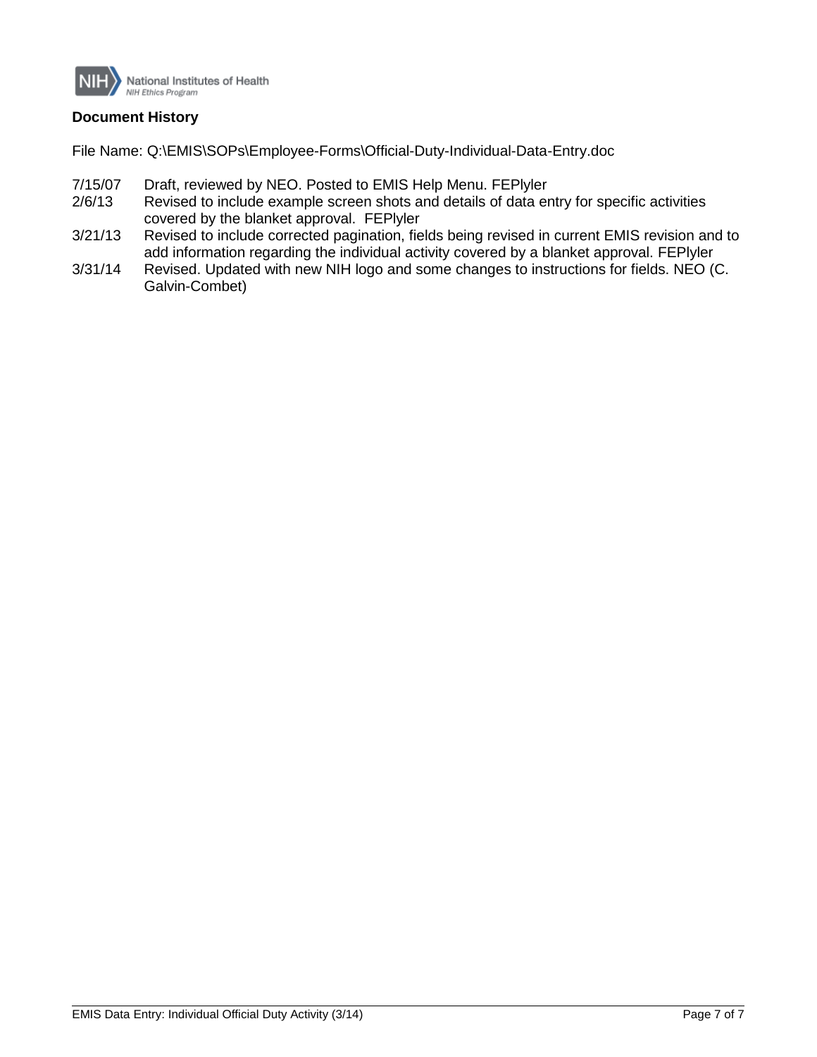## Document History

File Name: Q:\EMIS\SOPs\Employee-Forms\Official-Duty-Individual-Data-Entry.doc

| | |
|---|---|
| 7/15/07 | Draft, reviewed by NEO. Posted to EMIS Help Menu. FEPlyler |
| 2/6/13 | Revised to include example screen shots and details of data entry for specific activities covered by the blanket approval. FEPlyler |
| 3/21/13 | Revised to include corrected pagination, fields being revised in current EMIS revision and to add information regarding the individual activity covered by a blanket approval. FEPlyler |
| 3/31/14 | Revised. Updated with new NIH logo and some changes to instructions for fields. NEO (C. Galvin-Combet) |